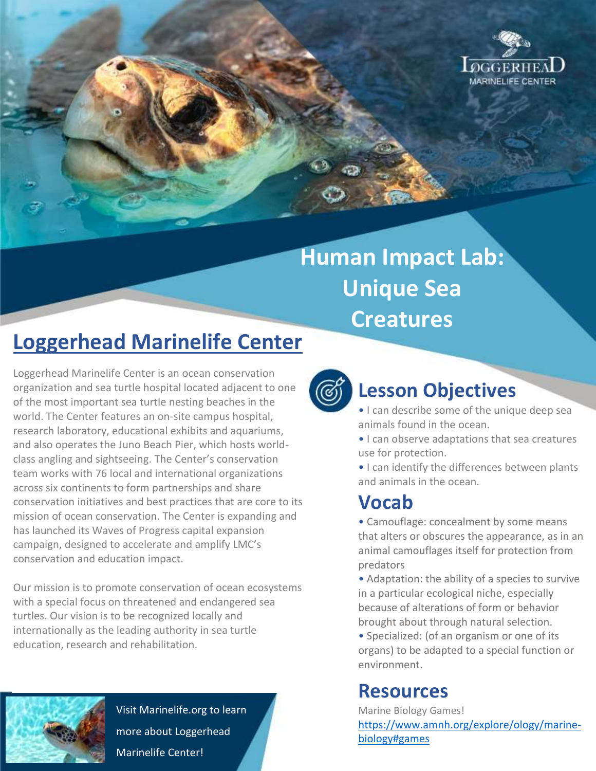# Human Impact Lab: Unique Sea Creatures

## Loggerhead Marinelife Center

Loggerhead Marinelife Center is an ocean conservation organization and sea turtle hospital located adjacent to one of the most important sea turtle nesting beaches in the world. The Center features an on-site campus hospital, research laboratory, educational exhibits and aquariums, and also operates the Juno Beach Pier, which hosts world-class angling and sightseeing. The Center's conservation team works with 76 local and international organizations across six continents to form partnerships and share conservation initiatives and best practices that are core to its mission of ocean conservation. The Center is expanding and has launched its Waves of Progress capital expansion campaign, designed to accelerate and amplify LMC's conservation and education impact.

Our mission is to promote conservation of ocean ecosystems with a special focus on threatened and endangered sea turtles. Our vision is to be recognized locally and internationally as the leading authority in sea turtle education, research and rehabilitation.

Visit Marinelife.org to learn more about Loggerhead Marinelife Center!

## Lesson Objectives

- I can describe some of the unique deep sea animals found in the ocean.
- I can observe adaptations that sea creatures use for protection.
- I can identify the differences between plants and animals in the ocean.

## Vocab

- Camouflage: concealment by some means that alters or obscures the appearance, as in an animal camouflages itself for protection from predators
- Adaptation: the ability of a species to survive in a particular ecological niche, especially because of alterations of form or behavior brought about through natural selection.
- Specialized: (of an organism or one of its organs) to be adapted to a special function or environment.

## Resources

Marine Biology Games!
https://www.amnh.org/explore/ology/marine-biology#games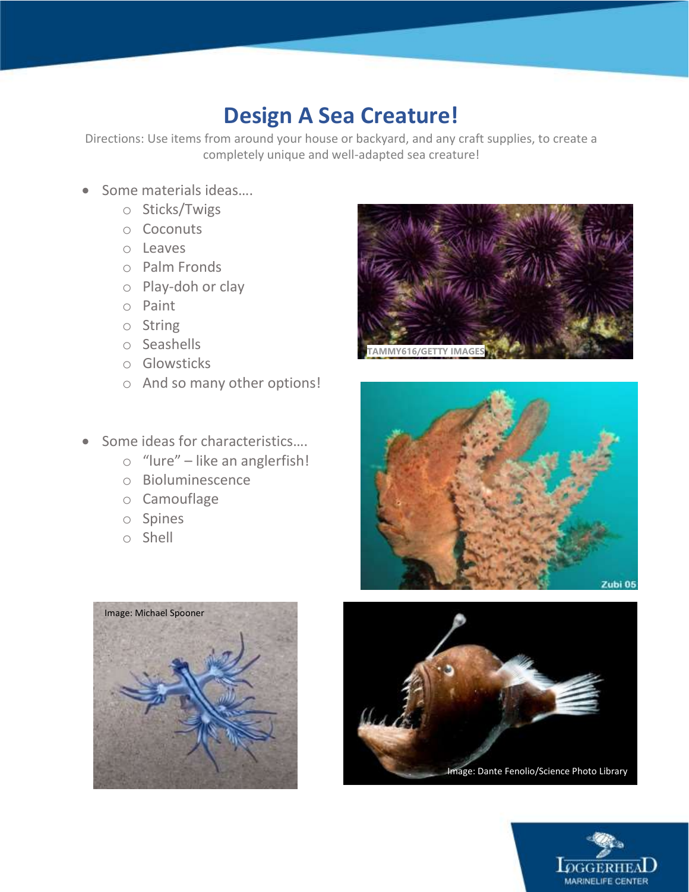# Design A Sea Creature!

Directions: Use items from around your house or backyard, and any craft supplies, to create a completely unique and well-adapted sea creature!

- Some materials ideas….
  - Sticks/Twigs
  - Coconuts
  - Leaves
  - Palm Fronds
  - Play-doh or clay
  - Paint
  - String
  - Seashells
  - Glowsticks
  - And so many other options!

- Some ideas for characteristics….
  - “lure” – like an anglerfish!
  - Bioluminescence
  - Camouflage
  - Spines
  - Shell

TAMMY616/GETTY IMAGES

Zubi 05

Image: Michael Spooner

Image: Dante Fenolio/Science Photo Library